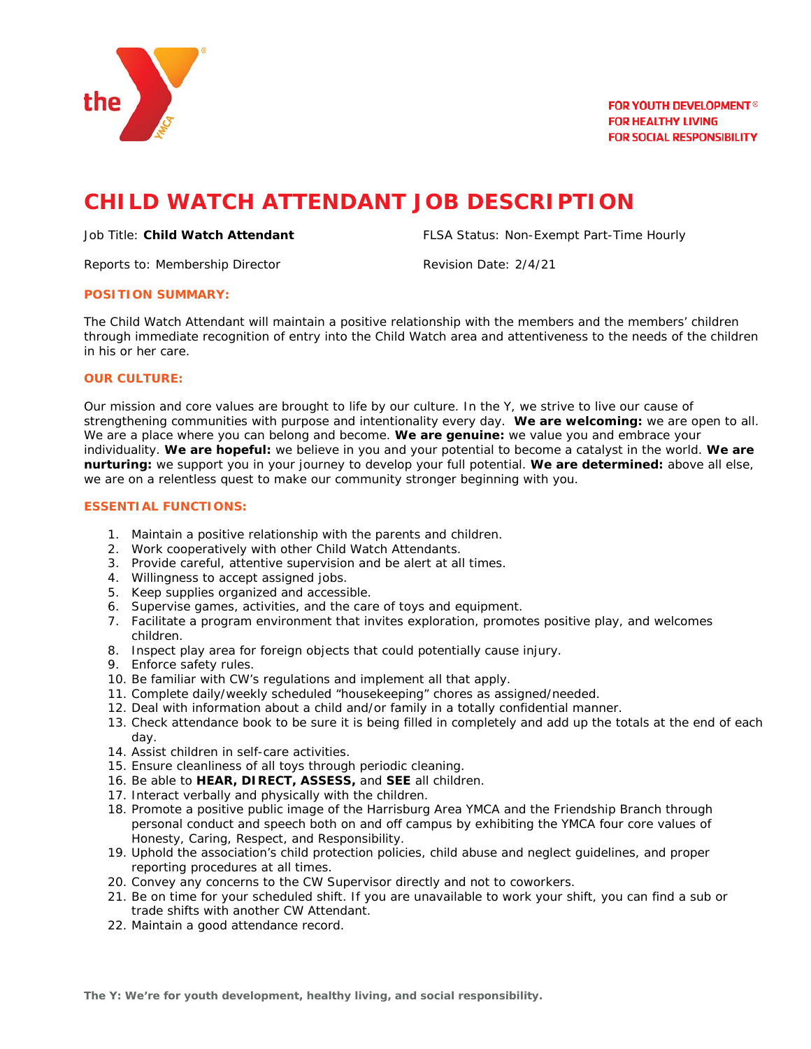FOR YOUTH DEVELOPMENT®
FOR HEALTHY LIVING
FOR SOCIAL RESPONSIBILITY

# CHILD WATCH ATTENDANT JOB DESCRIPTION

Job Title: **Child Watch Attendant**

FLSA Status: Non-Exempt Part-Time Hourly

Reports to: Membership Director

Revision Date: 2/4/21

## POSITION SUMMARY:

The Child Watch Attendant will maintain a positive relationship with the members and the members' children through immediate recognition of entry into the Child Watch area and attentiveness to the needs of the children in his or her care.

## OUR CULTURE:

Our mission and core values are brought to life by our culture. In the Y, we strive to live our cause of strengthening communities with purpose and intentionality every day. **We are welcoming:** we are open to all. We are a place where you can belong and become. **We are genuine:** we value you and embrace your individuality. **We are hopeful:** we believe in you and your potential to become a catalyst in the world. **We are nurturing:** we support you in your journey to develop your full potential. **We are determined:** above all else, we are on a relentless quest to make our community stronger beginning with you.

## ESSENTIAL FUNCTIONS:

1. Maintain a positive relationship with the parents and children.
2. Work cooperatively with other Child Watch Attendants.
3. Provide careful, attentive supervision and be alert at all times.
4. Willingness to accept assigned jobs.
5. Keep supplies organized and accessible.
6. Supervise games, activities, and the care of toys and equipment.
7. Facilitate a program environment that invites exploration, promotes positive play, and welcomes children.
8. Inspect play area for foreign objects that could potentially cause injury.
9. Enforce safety rules.
10. Be familiar with CW's regulations and implement all that apply.
11. Complete daily/weekly scheduled "housekeeping" chores as assigned/needed.
12. Deal with information about a child and/or family in a totally confidential manner.
13. Check attendance book to be sure it is being filled in completely and add up the totals at the end of each day.
14. Assist children in self-care activities.
15. Ensure cleanliness of all toys through periodic cleaning.
16. Be able to **HEAR, DIRECT, ASSESS,** and **SEE** all children.
17. Interact verbally and physically with the children.
18. Promote a positive public image of the Harrisburg Area YMCA and the Friendship Branch through personal conduct and speech both on and off campus by exhibiting the YMCA four core values of Honesty, Caring, Respect, and Responsibility.
19. Uphold the association's child protection policies, child abuse and neglect guidelines, and proper reporting procedures at all times.
20. Convey any concerns to the CW Supervisor directly and not to coworkers.
21. Be on time for your scheduled shift. If you are unavailable to work your shift, you can find a sub or trade shifts with another CW Attendant.
22. Maintain a good attendance record.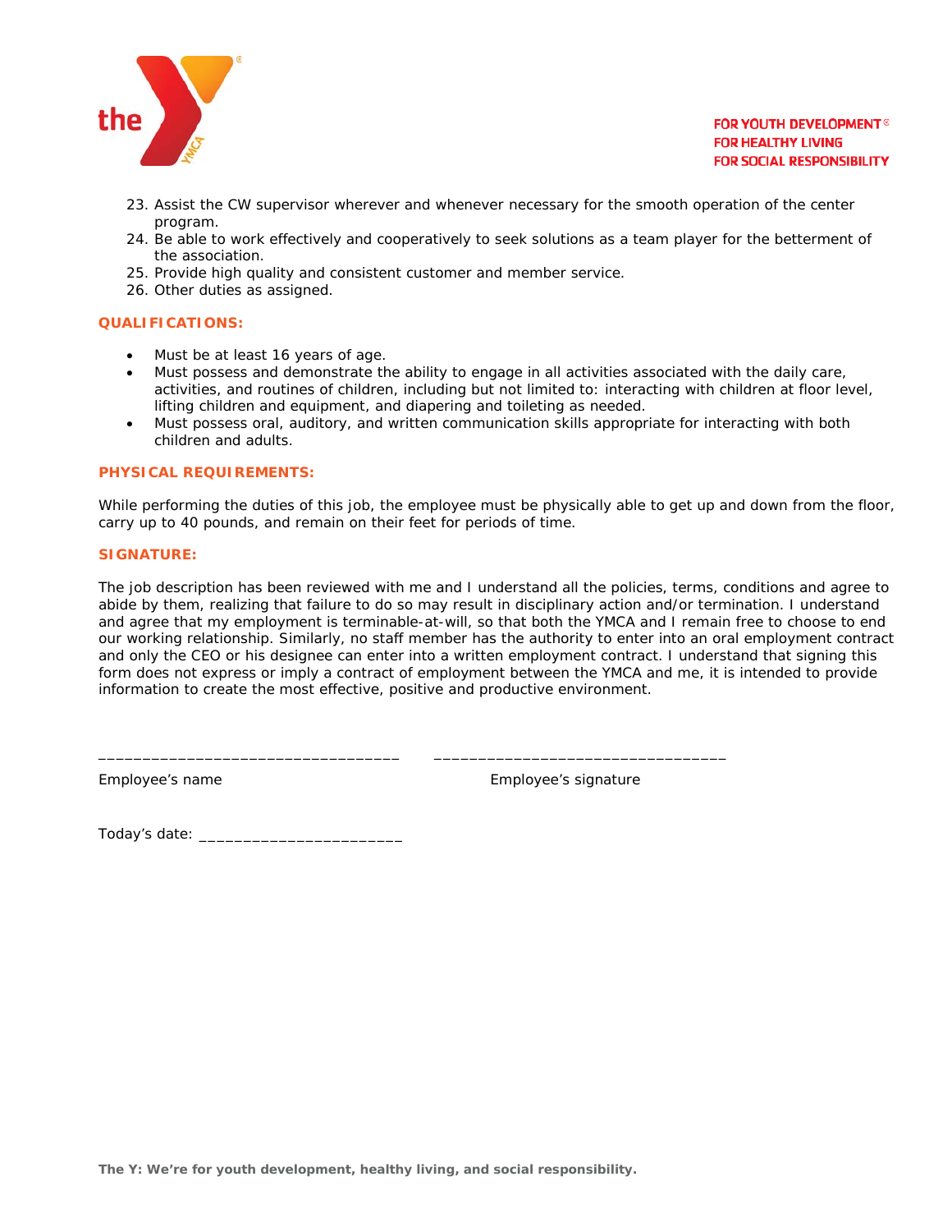23. Assist the CW supervisor wherever and whenever necessary for the smooth operation of the center program.
24. Be able to work effectively and cooperatively to seek solutions as a team player for the betterment of the association.
25. Provide high quality and consistent customer and member service.
26. Other duties as assigned.

**QUALIFICATIONS:**

- Must be at least 16 years of age.
- Must possess and demonstrate the ability to engage in all activities associated with the daily care, activities, and routines of children, including but not limited to: interacting with children at floor level, lifting children and equipment, and diapering and toileting as needed.
- Must possess oral, auditory, and written communication skills appropriate for interacting with both children and adults.

**PHYSICAL REQUIREMENTS:**

While performing the duties of this job, the employee must be physically able to get up and down from the floor, carry up to 40 pounds, and remain on their feet for periods of time.

**SIGNATURE:**

The job description has been reviewed with me and I understand all the policies, terms, conditions and agree to abide by them, realizing that failure to do so may result in disciplinary action and/or termination. I understand and agree that my employment is terminable-at-will, so that both the YMCA and I remain free to choose to end our working relationship. Similarly, no staff member has the authority to enter into an oral employment contract and only the CEO or his designee can enter into a written employment contract. I understand that signing this form does not express or imply a contract of employment between the YMCA and me, it is intended to provide information to create the most effective, positive and productive environment.

_________________________________ _________________________________

Employee's name Employee's signature

Today's date: ______________________